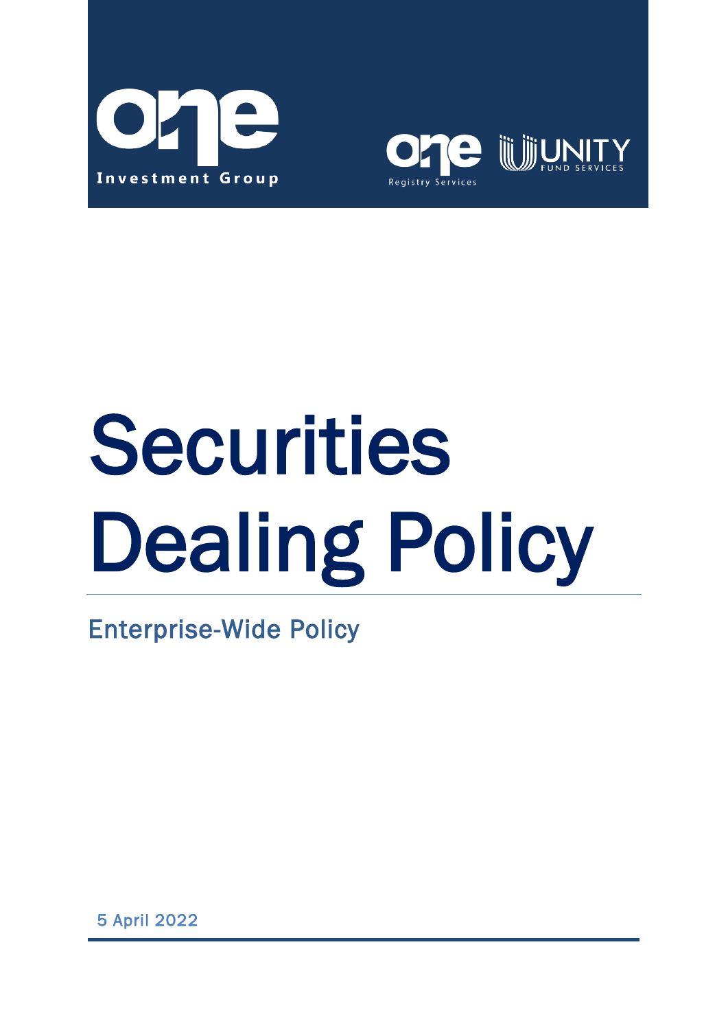one Investment Group

one Registry Services

UNITY FUND SERVICES

# Securities Dealing Policy

## Enterprise-Wide Policy

5 April 2022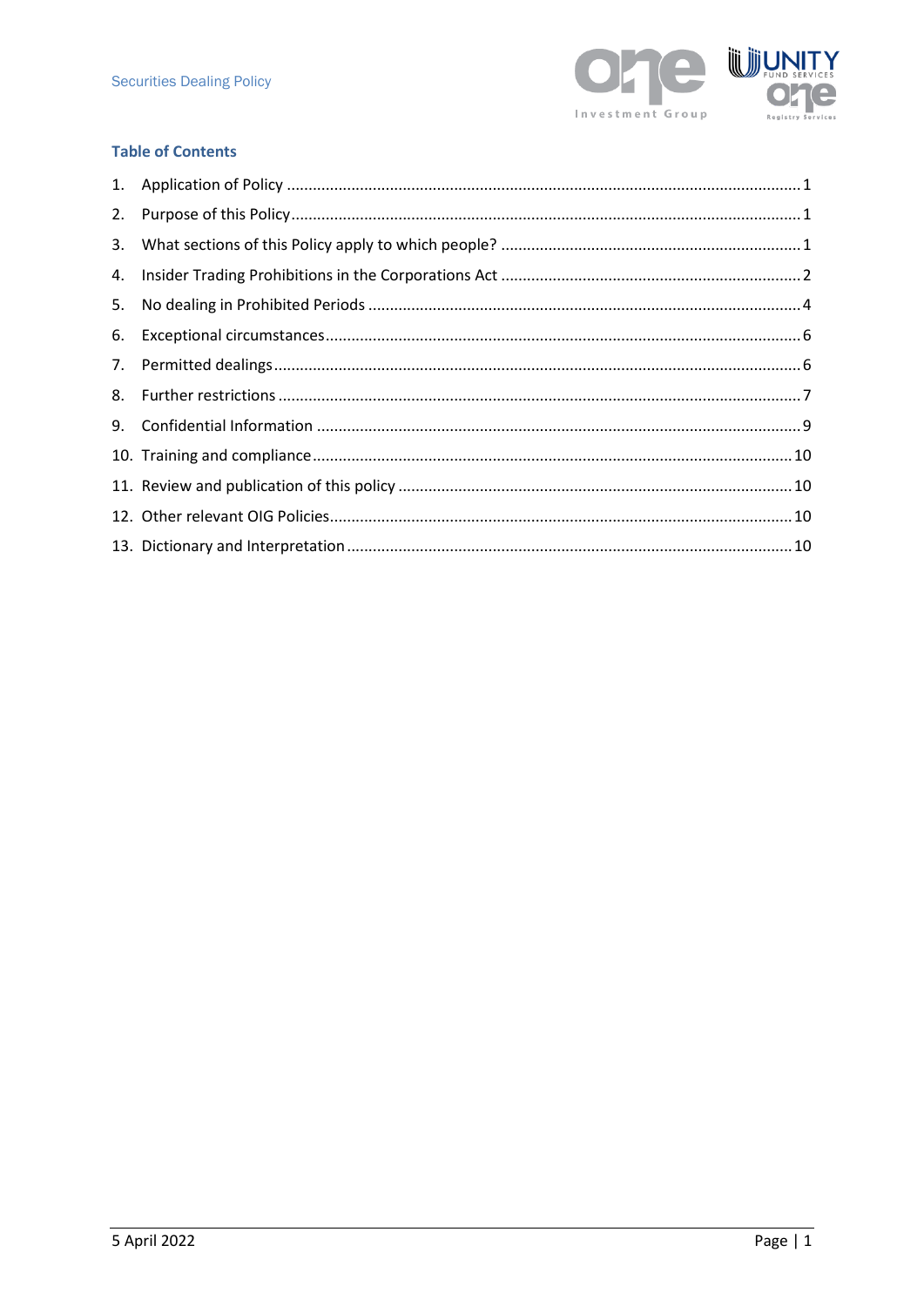## Table of Contents

1. Application of Policy ..... 1
2. Purpose of this Policy ..... 1
3. What sections of this Policy apply to which people? ..... 1
4. Insider Trading Prohibitions in the Corporations Act ..... 2
5. No dealing in Prohibited Periods ..... 4
6. Exceptional circumstances ..... 6
7. Permitted dealings ..... 6
8. Further restrictions ..... 7
9. Confidential Information ..... 9
10. Training and compliance ..... 10
11. Review and publication of this policy ..... 10
12. Other relevant OIG Policies ..... 10
13. Dictionary and Interpretation ..... 10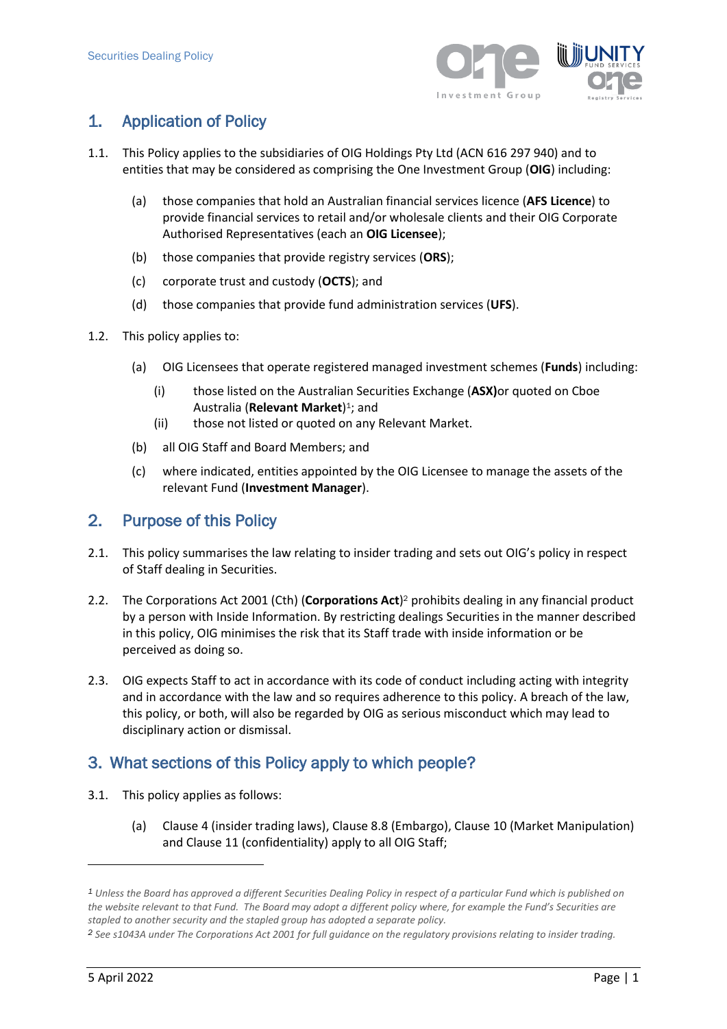## 1. Application of Policy

1.1. This Policy applies to the subsidiaries of OIG Holdings Pty Ltd (ACN 616 297 940) and to entities that may be considered as comprising the One Investment Group (**OIG**) including:

(a) those companies that hold an Australian financial services licence (**AFS Licence**) to provide financial services to retail and/or wholesale clients and their OIG Corporate Authorised Representatives (each an **OIG Licensee**);

(b) those companies that provide registry services (**ORS**);

(c) corporate trust and custody (**OCTS**); and

(d) those companies that provide fund administration services (**UFS**).

1.2. This policy applies to:

(a) OIG Licensees that operate registered managed investment schemes (**Funds**) including:

(i) those listed on the Australian Securities Exchange (**ASX)**or quoted on Cboe Australia (**Relevant Market**)[1]; and

(ii) those not listed or quoted on any Relevant Market.

(b) all OIG Staff and Board Members; and

(c) where indicated, entities appointed by the OIG Licensee to manage the assets of the relevant Fund (**Investment Manager**).

## 2. Purpose of this Policy

2.1. This policy summarises the law relating to insider trading and sets out OIG's policy in respect of Staff dealing in Securities.

2.2. The Corporations Act 2001 (Cth) (**Corporations Act**)[2] prohibits dealing in any financial product by a person with Inside Information. By restricting dealings Securities in the manner described in this policy, OIG minimises the risk that its Staff trade with inside information or be perceived as doing so.

2.3. OIG expects Staff to act in accordance with its code of conduct including acting with integrity and in accordance with the law and so requires adherence to this policy. A breach of the law, this policy, or both, will also be regarded by OIG as serious misconduct which may lead to disciplinary action or dismissal.

## 3. What sections of this Policy apply to which people?

3.1. This policy applies as follows:

(a) Clause 4 (insider trading laws), Clause 8.8 (Embargo), Clause 10 (Market Manipulation) and Clause 11 (confidentiality) apply to all OIG Staff;

---

*[1] Unless the Board has approved a different Securities Dealing Policy in respect of a particular Fund which is published on the website relevant to that Fund. The Board may adopt a different policy where, for example the Fund's Securities are stapled to another security and the stapled group has adopted a separate policy.*

*[2] See s1043A under The Corporations Act 2001 for full guidance on the regulatory provisions relating to insider trading.*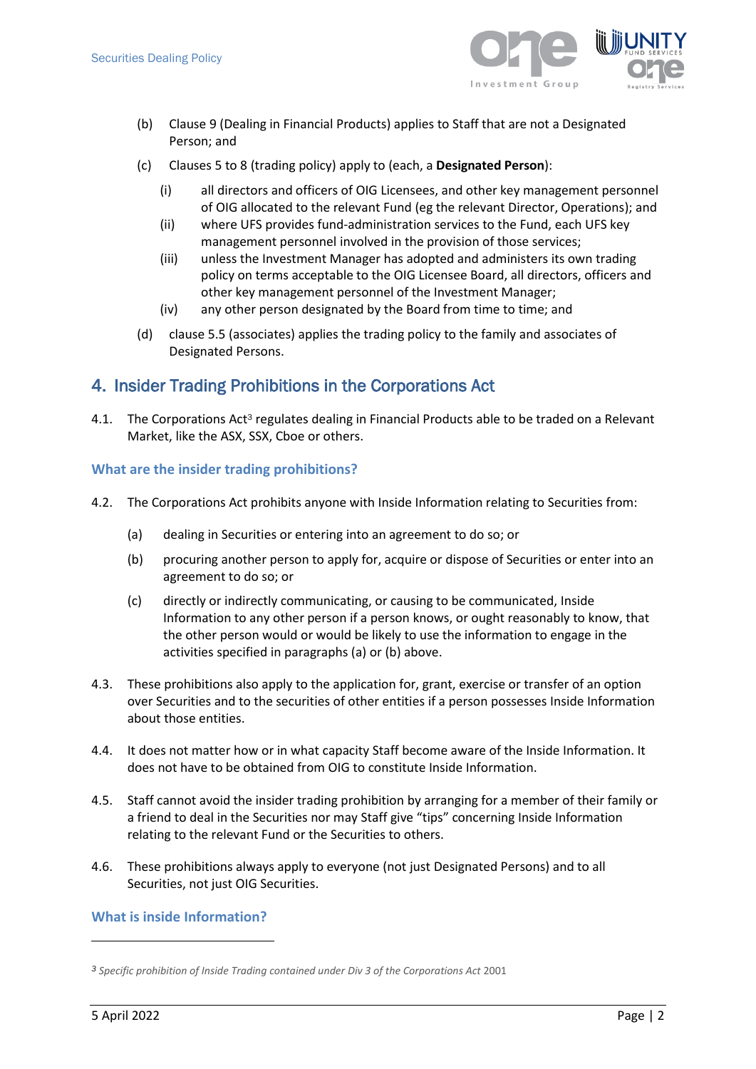(b) Clause 9 (Dealing in Financial Products) applies to Staff that are not a Designated Person; and

(c) Clauses 5 to 8 (trading policy) apply to (each, a **Designated Person**):

   (i) all directors and officers of OIG Licensees, and other key management personnel of OIG allocated to the relevant Fund (eg the relevant Director, Operations); and

   (ii) where UFS provides fund-administration services to the Fund, each UFS key management personnel involved in the provision of those services;

   (iii) unless the Investment Manager has adopted and administers its own trading policy on terms acceptable to the OIG Licensee Board, all directors, officers and other key management personnel of the Investment Manager;

   (iv) any other person designated by the Board from time to time; and

(d) clause 5.5 (associates) applies the trading policy to the family and associates of Designated Persons.

## 4. Insider Trading Prohibitions in the Corporations Act

4.1. The Corporations Act[3] regulates dealing in Financial Products able to be traded on a Relevant Market, like the ASX, SSX, Cboe or others.

### What are the insider trading prohibitions?

4.2. The Corporations Act prohibits anyone with Inside Information relating to Securities from:

(a) dealing in Securities or entering into an agreement to do so; or

(b) procuring another person to apply for, acquire or dispose of Securities or enter into an agreement to do so; or

(c) directly or indirectly communicating, or causing to be communicated, Inside Information to any other person if a person knows, or ought reasonably to know, that the other person would or would be likely to use the information to engage in the activities specified in paragraphs (a) or (b) above.

4.3. These prohibitions also apply to the application for, grant, exercise or transfer of an option over Securities and to the securities of other entities if a person possesses Inside Information about those entities.

4.4. It does not matter how or in what capacity Staff become aware of the Inside Information. It does not have to be obtained from OIG to constitute Inside Information.

4.5. Staff cannot avoid the insider trading prohibition by arranging for a member of their family or a friend to deal in the Securities nor may Staff give "tips" concerning Inside Information relating to the relevant Fund or the Securities to others.

4.6. These prohibitions always apply to everyone (not just Designated Persons) and to all Securities, not just OIG Securities.

### What is inside Information?

---

[3] *Specific prohibition of Inside Trading contained under Div 3 of the Corporations Act* 2001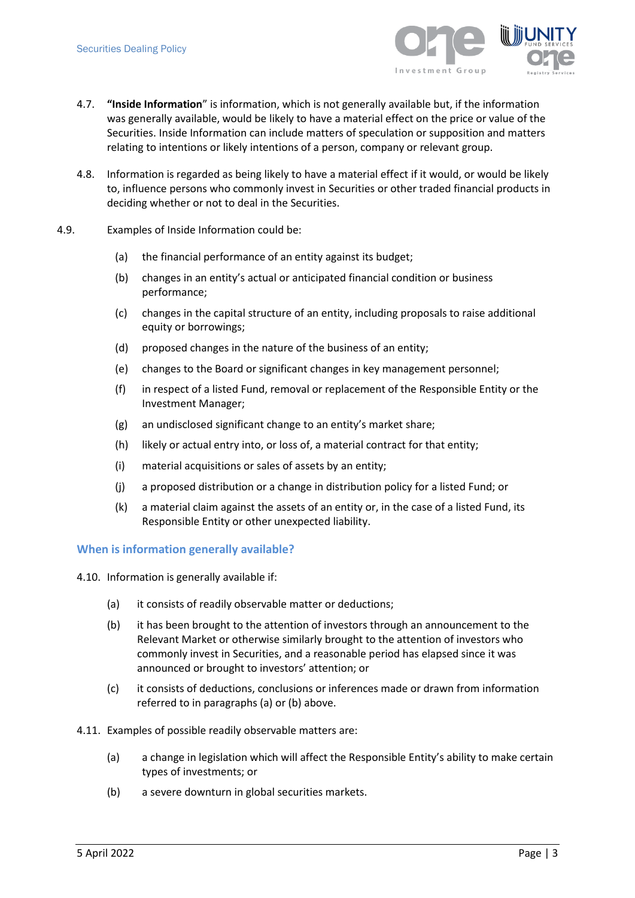4.7. **"Inside Information**" is information, which is not generally available but, if the information was generally available, would be likely to have a material effect on the price or value of the Securities. Inside Information can include matters of speculation or supposition and matters relating to intentions or likely intentions of a person, company or relevant group.

4.8. Information is regarded as being likely to have a material effect if it would, or would be likely to, influence persons who commonly invest in Securities or other traded financial products in deciding whether or not to deal in the Securities.

4.9. Examples of Inside Information could be:

(a) the financial performance of an entity against its budget;

(b) changes in an entity's actual or anticipated financial condition or business performance;

(c) changes in the capital structure of an entity, including proposals to raise additional equity or borrowings;

(d) proposed changes in the nature of the business of an entity;

(e) changes to the Board or significant changes in key management personnel;

(f) in respect of a listed Fund, removal or replacement of the Responsible Entity or the Investment Manager;

(g) an undisclosed significant change to an entity's market share;

(h) likely or actual entry into, or loss of, a material contract for that entity;

(i) material acquisitions or sales of assets by an entity;

(j) a proposed distribution or a change in distribution policy for a listed Fund; or

(k) a material claim against the assets of an entity or, in the case of a listed Fund, its Responsible Entity or other unexpected liability.

## When is information generally available?

4.10. Information is generally available if:

(a) it consists of readily observable matter or deductions;

(b) it has been brought to the attention of investors through an announcement to the Relevant Market or otherwise similarly brought to the attention of investors who commonly invest in Securities, and a reasonable period has elapsed since it was announced or brought to investors' attention; or

(c) it consists of deductions, conclusions or inferences made or drawn from information referred to in paragraphs (a) or (b) above.

4.11. Examples of possible readily observable matters are:

(a) a change in legislation which will affect the Responsible Entity's ability to make certain types of investments; or

(b) a severe downturn in global securities markets.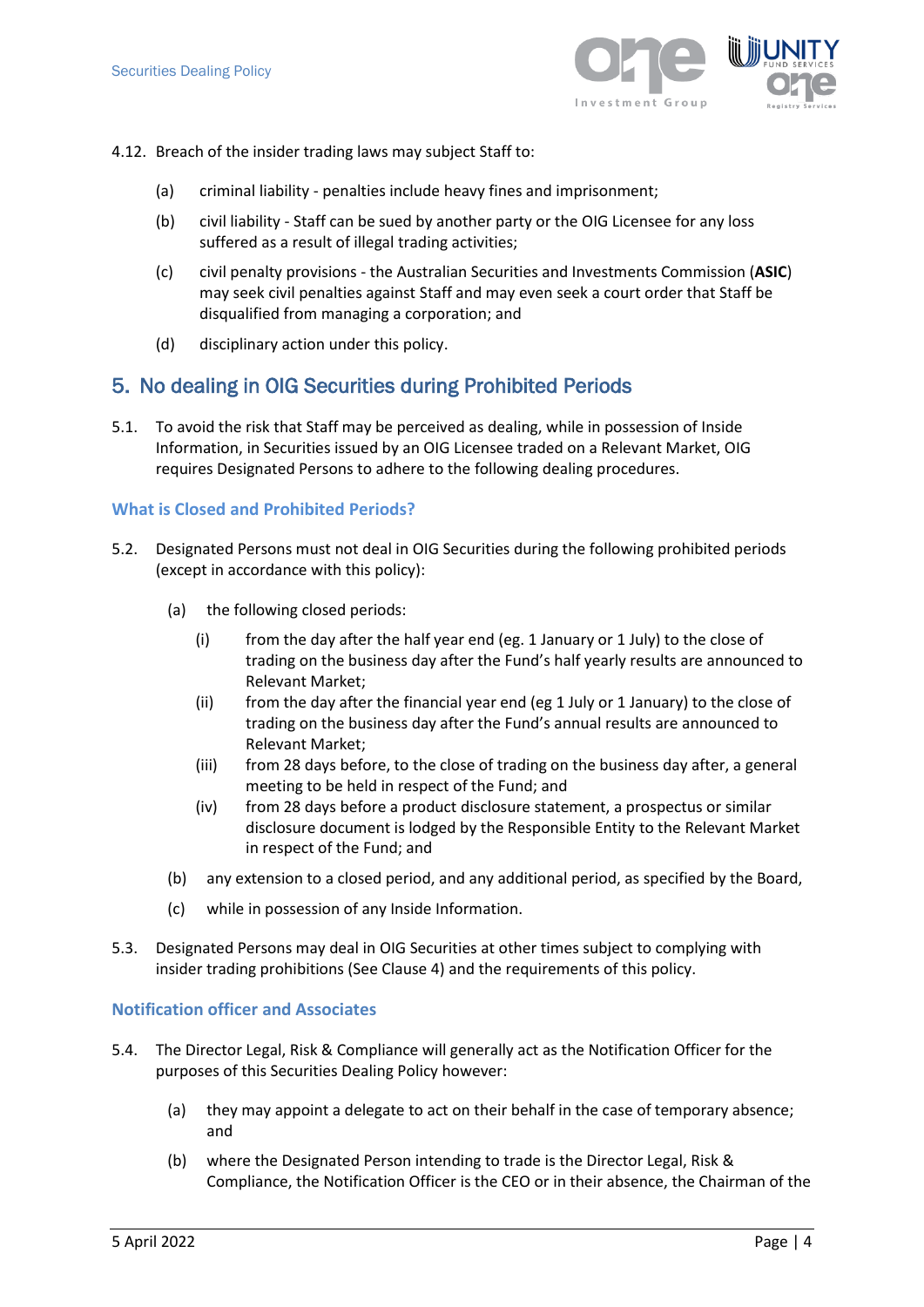4.12. Breach of the insider trading laws may subject Staff to:

(a) criminal liability - penalties include heavy fines and imprisonment;

(b) civil liability - Staff can be sued by another party or the OIG Licensee for any loss suffered as a result of illegal trading activities;

(c) civil penalty provisions - the Australian Securities and Investments Commission (**ASIC**) may seek civil penalties against Staff and may even seek a court order that Staff be disqualified from managing a corporation; and

(d) disciplinary action under this policy.

## 5. No dealing in OIG Securities during Prohibited Periods

5.1. To avoid the risk that Staff may be perceived as dealing, while in possession of Inside Information, in Securities issued by an OIG Licensee traded on a Relevant Market, OIG requires Designated Persons to adhere to the following dealing procedures.

### What is Closed and Prohibited Periods?

5.2. Designated Persons must not deal in OIG Securities during the following prohibited periods (except in accordance with this policy):

(a) the following closed periods:

(i) from the day after the half year end (eg. 1 January or 1 July) to the close of trading on the business day after the Fund's half yearly results are announced to Relevant Market;

(ii) from the day after the financial year end (eg 1 July or 1 January) to the close of trading on the business day after the Fund's annual results are announced to Relevant Market;

(iii) from 28 days before, to the close of trading on the business day after, a general meeting to be held in respect of the Fund; and

(iv) from 28 days before a product disclosure statement, a prospectus or similar disclosure document is lodged by the Responsible Entity to the Relevant Market in respect of the Fund; and

(b) any extension to a closed period, and any additional period, as specified by the Board,

(c) while in possession of any Inside Information.

5.3. Designated Persons may deal in OIG Securities at other times subject to complying with insider trading prohibitions (See Clause 4) and the requirements of this policy.

### Notification officer and Associates

5.4. The Director Legal, Risk & Compliance will generally act as the Notification Officer for the purposes of this Securities Dealing Policy however:

(a) they may appoint a delegate to act on their behalf in the case of temporary absence; and

(b) where the Designated Person intending to trade is the Director Legal, Risk & Compliance, the Notification Officer is the CEO or in their absence, the Chairman of the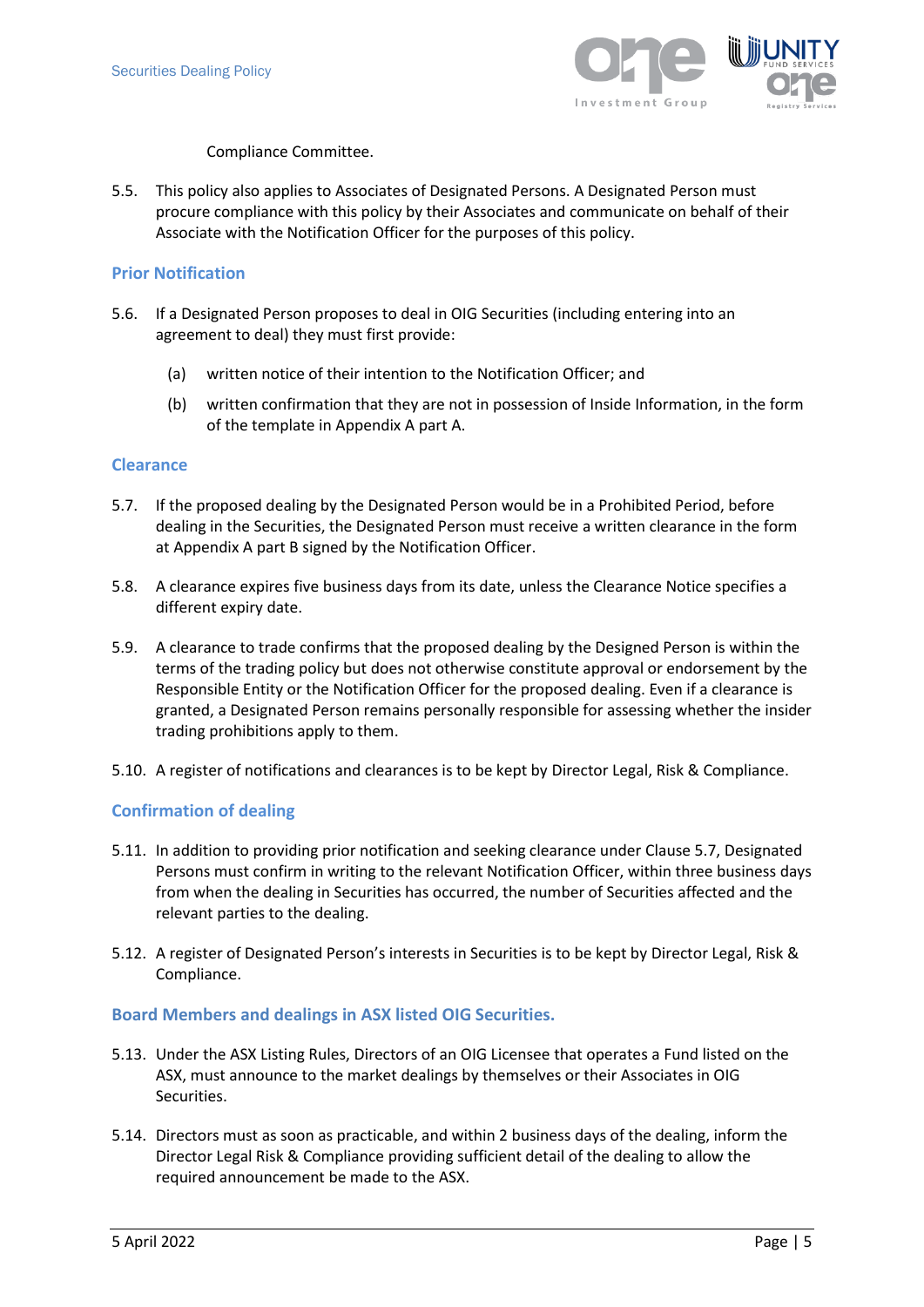Compliance Committee.

5.5. This policy also applies to Associates of Designated Persons. A Designated Person must procure compliance with this policy by their Associates and communicate on behalf of their Associate with the Notification Officer for the purposes of this policy.

### Prior Notification

5.6. If a Designated Person proposes to deal in OIG Securities (including entering into an agreement to deal) they must first provide:

(a) written notice of their intention to the Notification Officer; and

(b) written confirmation that they are not in possession of Inside Information, in the form of the template in Appendix A part A.

### Clearance

5.7. If the proposed dealing by the Designated Person would be in a Prohibited Period, before dealing in the Securities, the Designated Person must receive a written clearance in the form at Appendix A part B signed by the Notification Officer.

5.8. A clearance expires five business days from its date, unless the Clearance Notice specifies a different expiry date.

5.9. A clearance to trade confirms that the proposed dealing by the Designed Person is within the terms of the trading policy but does not otherwise constitute approval or endorsement by the Responsible Entity or the Notification Officer for the proposed dealing. Even if a clearance is granted, a Designated Person remains personally responsible for assessing whether the insider trading prohibitions apply to them.

5.10. A register of notifications and clearances is to be kept by Director Legal, Risk & Compliance.

### Confirmation of dealing

5.11. In addition to providing prior notification and seeking clearance under Clause 5.7, Designated Persons must confirm in writing to the relevant Notification Officer, within three business days from when the dealing in Securities has occurred, the number of Securities affected and the relevant parties to the dealing.

5.12. A register of Designated Person's interests in Securities is to be kept by Director Legal, Risk & Compliance.

### Board Members and dealings in ASX listed OIG Securities.

5.13. Under the ASX Listing Rules, Directors of an OIG Licensee that operates a Fund listed on the ASX, must announce to the market dealings by themselves or their Associates in OIG Securities.

5.14. Directors must as soon as practicable, and within 2 business days of the dealing, inform the Director Legal Risk & Compliance providing sufficient detail of the dealing to allow the required announcement be made to the ASX.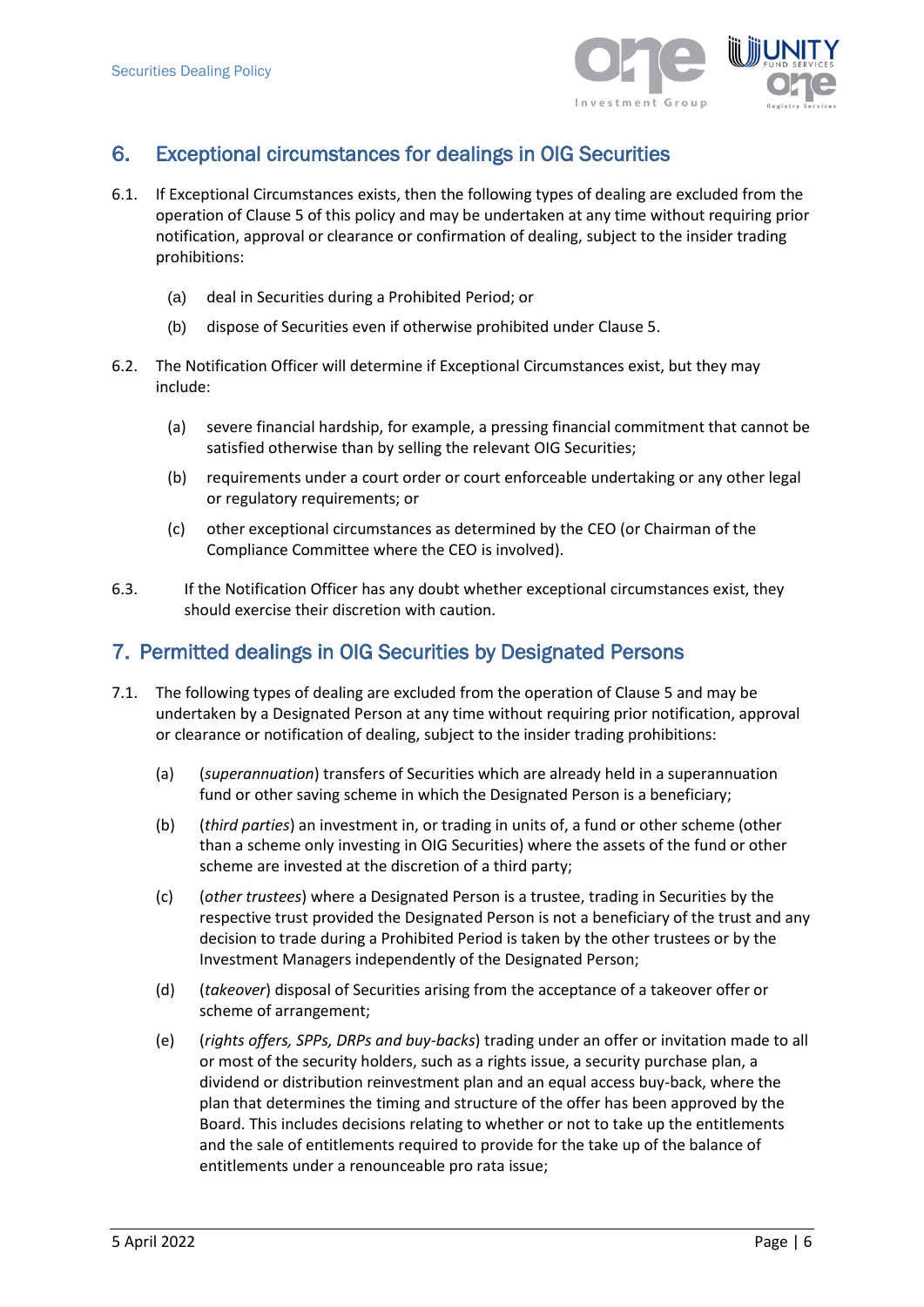## 6. Exceptional circumstances for dealings in OIG Securities

6.1. If Exceptional Circumstances exists, then the following types of dealing are excluded from the operation of Clause 5 of this policy and may be undertaken at any time without requiring prior notification, approval or clearance or confirmation of dealing, subject to the insider trading prohibitions:

(a) deal in Securities during a Prohibited Period; or

(b) dispose of Securities even if otherwise prohibited under Clause 5.

6.2. The Notification Officer will determine if Exceptional Circumstances exist, but they may include:

(a) severe financial hardship, for example, a pressing financial commitment that cannot be satisfied otherwise than by selling the relevant OIG Securities;

(b) requirements under a court order or court enforceable undertaking or any other legal or regulatory requirements; or

(c) other exceptional circumstances as determined by the CEO (or Chairman of the Compliance Committee where the CEO is involved).

6.3. If the Notification Officer has any doubt whether exceptional circumstances exist, they should exercise their discretion with caution.

## 7. Permitted dealings in OIG Securities by Designated Persons

7.1. The following types of dealing are excluded from the operation of Clause 5 and may be undertaken by a Designated Person at any time without requiring prior notification, approval or clearance or notification of dealing, subject to the insider trading prohibitions:

(a) (*superannuation*) transfers of Securities which are already held in a superannuation fund or other saving scheme in which the Designated Person is a beneficiary;

(b) (*third parties*) an investment in, or trading in units of, a fund or other scheme (other than a scheme only investing in OIG Securities) where the assets of the fund or other scheme are invested at the discretion of a third party;

(c) (*other trustees*) where a Designated Person is a trustee, trading in Securities by the respective trust provided the Designated Person is not a beneficiary of the trust and any decision to trade during a Prohibited Period is taken by the other trustees or by the Investment Managers independently of the Designated Person;

(d) (*takeover*) disposal of Securities arising from the acceptance of a takeover offer or scheme of arrangement;

(e) (*rights offers, SPPs, DRPs and buy-backs*) trading under an offer or invitation made to all or most of the security holders, such as a rights issue, a security purchase plan, a dividend or distribution reinvestment plan and an equal access buy-back, where the plan that determines the timing and structure of the offer has been approved by the Board. This includes decisions relating to whether or not to take up the entitlements and the sale of entitlements required to provide for the take up of the balance of entitlements under a renounceable pro rata issue;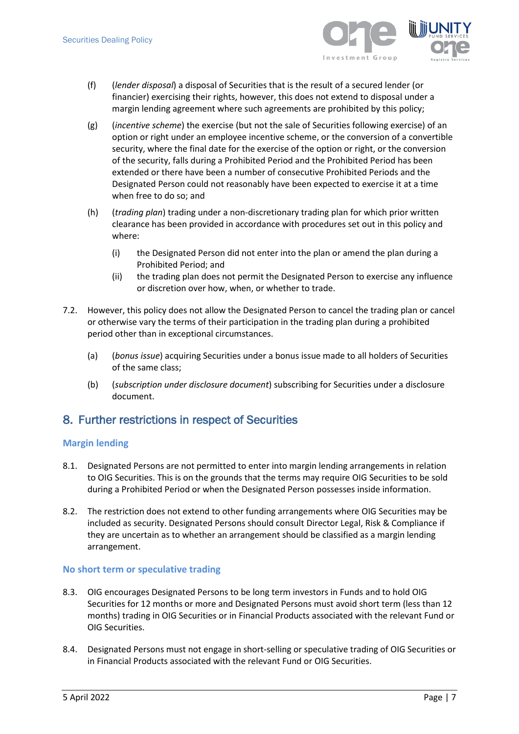(f) (*lender disposal*) a disposal of Securities that is the result of a secured lender (or financier) exercising their rights, however, this does not extend to disposal under a margin lending agreement where such agreements are prohibited by this policy;

(g) (*incentive scheme*) the exercise (but not the sale of Securities following exercise) of an option or right under an employee incentive scheme, or the conversion of a convertible security, where the final date for the exercise of the option or right, or the conversion of the security, falls during a Prohibited Period and the Prohibited Period has been extended or there have been a number of consecutive Prohibited Periods and the Designated Person could not reasonably have been expected to exercise it at a time when free to do so; and

(h) (*trading plan*) trading under a non-discretionary trading plan for which prior written clearance has been provided in accordance with procedures set out in this policy and where:

  (i) the Designated Person did not enter into the plan or amend the plan during a Prohibited Period; and

  (ii) the trading plan does not permit the Designated Person to exercise any influence or discretion over how, when, or whether to trade.

7.2. However, this policy does not allow the Designated Person to cancel the trading plan or cancel or otherwise vary the terms of their participation in the trading plan during a prohibited period other than in exceptional circumstances.

(a) (*bonus issue*) acquiring Securities under a bonus issue made to all holders of Securities of the same class;

(b) (*subscription under disclosure document*) subscribing for Securities under a disclosure document.

## 8. Further restrictions in respect of Securities

### Margin lending

8.1. Designated Persons are not permitted to enter into margin lending arrangements in relation to OIG Securities. This is on the grounds that the terms may require OIG Securities to be sold during a Prohibited Period or when the Designated Person possesses inside information.

8.2. The restriction does not extend to other funding arrangements where OIG Securities may be included as security. Designated Persons should consult Director Legal, Risk & Compliance if they are uncertain as to whether an arrangement should be classified as a margin lending arrangement.

### No short term or speculative trading

8.3. OIG encourages Designated Persons to be long term investors in Funds and to hold OIG Securities for 12 months or more and Designated Persons must avoid short term (less than 12 months) trading in OIG Securities or in Financial Products associated with the relevant Fund or OIG Securities.

8.4. Designated Persons must not engage in short-selling or speculative trading of OIG Securities or in Financial Products associated with the relevant Fund or OIG Securities.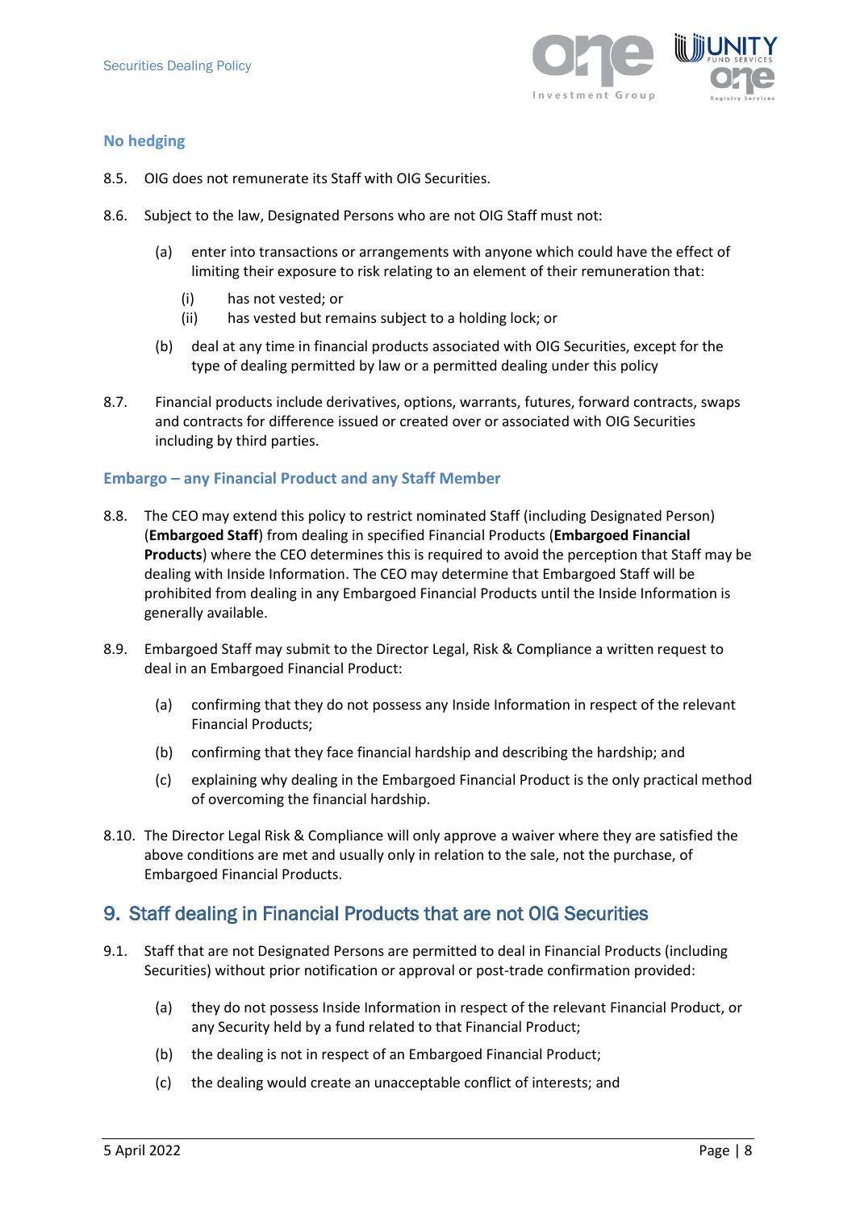### No hedging

8.5. OIG does not remunerate its Staff with OIG Securities.

8.6. Subject to the law, Designated Persons who are not OIG Staff must not:

(a) enter into transactions or arrangements with anyone which could have the effect of limiting their exposure to risk relating to an element of their remuneration that:

(i) has not vested; or

(ii) has vested but remains subject to a holding lock; or

(b) deal at any time in financial products associated with OIG Securities, except for the type of dealing permitted by law or a permitted dealing under this policy

8.7. Financial products include derivatives, options, warrants, futures, forward contracts, swaps and contracts for difference issued or created over or associated with OIG Securities including by third parties.

### Embargo – any Financial Product and any Staff Member

8.8. The CEO may extend this policy to restrict nominated Staff (including Designated Person) (**Embargoed Staff**) from dealing in specified Financial Products (**Embargoed Financial Products**) where the CEO determines this is required to avoid the perception that Staff may be dealing with Inside Information. The CEO may determine that Embargoed Staff will be prohibited from dealing in any Embargoed Financial Products until the Inside Information is generally available.

8.9. Embargoed Staff may submit to the Director Legal, Risk & Compliance a written request to deal in an Embargoed Financial Product:

(a) confirming that they do not possess any Inside Information in respect of the relevant Financial Products;

(b) confirming that they face financial hardship and describing the hardship; and

(c) explaining why dealing in the Embargoed Financial Product is the only practical method of overcoming the financial hardship.

8.10. The Director Legal Risk & Compliance will only approve a waiver where they are satisfied the above conditions are met and usually only in relation to the sale, not the purchase, of Embargoed Financial Products.

## 9. Staff dealing in Financial Products that are not OIG Securities

9.1. Staff that are not Designated Persons are permitted to deal in Financial Products (including Securities) without prior notification or approval or post-trade confirmation provided:

(a) they do not possess Inside Information in respect of the relevant Financial Product, or any Security held by a fund related to that Financial Product;

(b) the dealing is not in respect of an Embargoed Financial Product;

(c) the dealing would create an unacceptable conflict of interests; and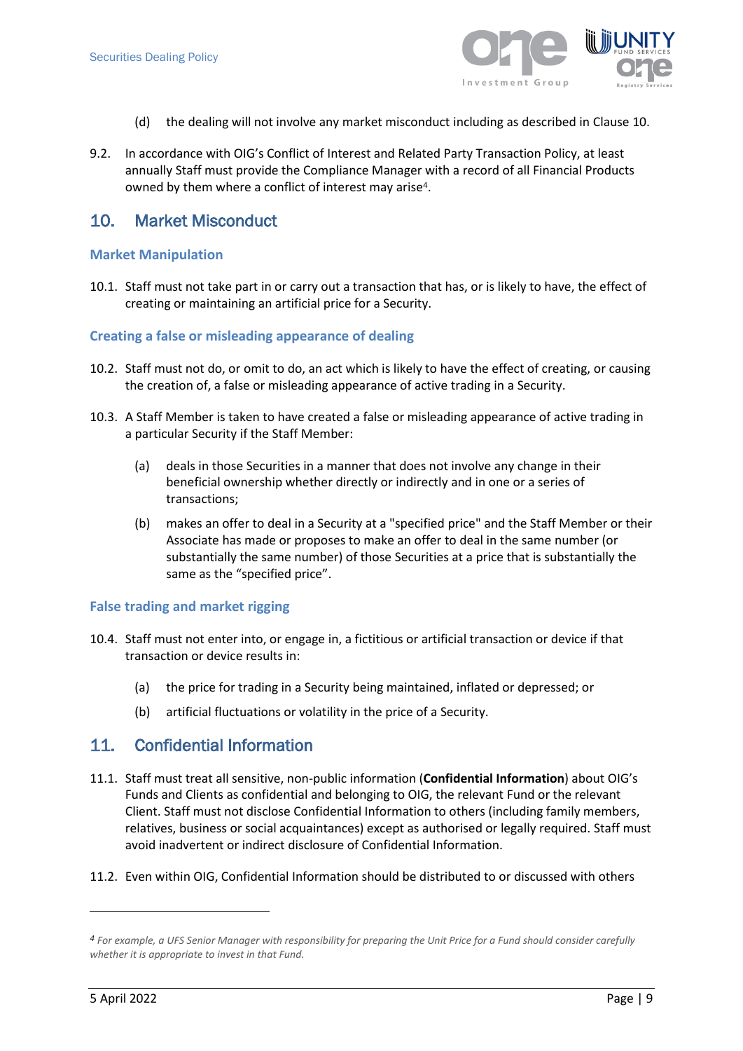(d) the dealing will not involve any market misconduct including as described in Clause 10.

9.2. In accordance with OIG's Conflict of Interest and Related Party Transaction Policy, at least annually Staff must provide the Compliance Manager with a record of all Financial Products owned by them where a conflict of interest may arise[4].

## 10. Market Misconduct

### Market Manipulation

10.1. Staff must not take part in or carry out a transaction that has, or is likely to have, the effect of creating or maintaining an artificial price for a Security.

### Creating a false or misleading appearance of dealing

10.2. Staff must not do, or omit to do, an act which is likely to have the effect of creating, or causing the creation of, a false or misleading appearance of active trading in a Security.

10.3. A Staff Member is taken to have created a false or misleading appearance of active trading in a particular Security if the Staff Member:

(a) deals in those Securities in a manner that does not involve any change in their beneficial ownership whether directly or indirectly and in one or a series of transactions;

(b) makes an offer to deal in a Security at a "specified price" and the Staff Member or their Associate has made or proposes to make an offer to deal in the same number (or substantially the same number) of those Securities at a price that is substantially the same as the "specified price".

### False trading and market rigging

10.4. Staff must not enter into, or engage in, a fictitious or artificial transaction or device if that transaction or device results in:

(a) the price for trading in a Security being maintained, inflated or depressed; or

(b) artificial fluctuations or volatility in the price of a Security.

## 11. Confidential Information

11.1. Staff must treat all sensitive, non-public information (**Confidential Information**) about OIG's Funds and Clients as confidential and belonging to OIG, the relevant Fund or the relevant Client. Staff must not disclose Confidential Information to others (including family members, relatives, business or social acquaintances) except as authorised or legally required. Staff must avoid inadvertent or indirect disclosure of Confidential Information.

11.2. Even within OIG, Confidential Information should be distributed to or discussed with others

---

[4] *For example, a UFS Senior Manager with responsibility for preparing the Unit Price for a Fund should consider carefully whether it is appropriate to invest in that Fund.*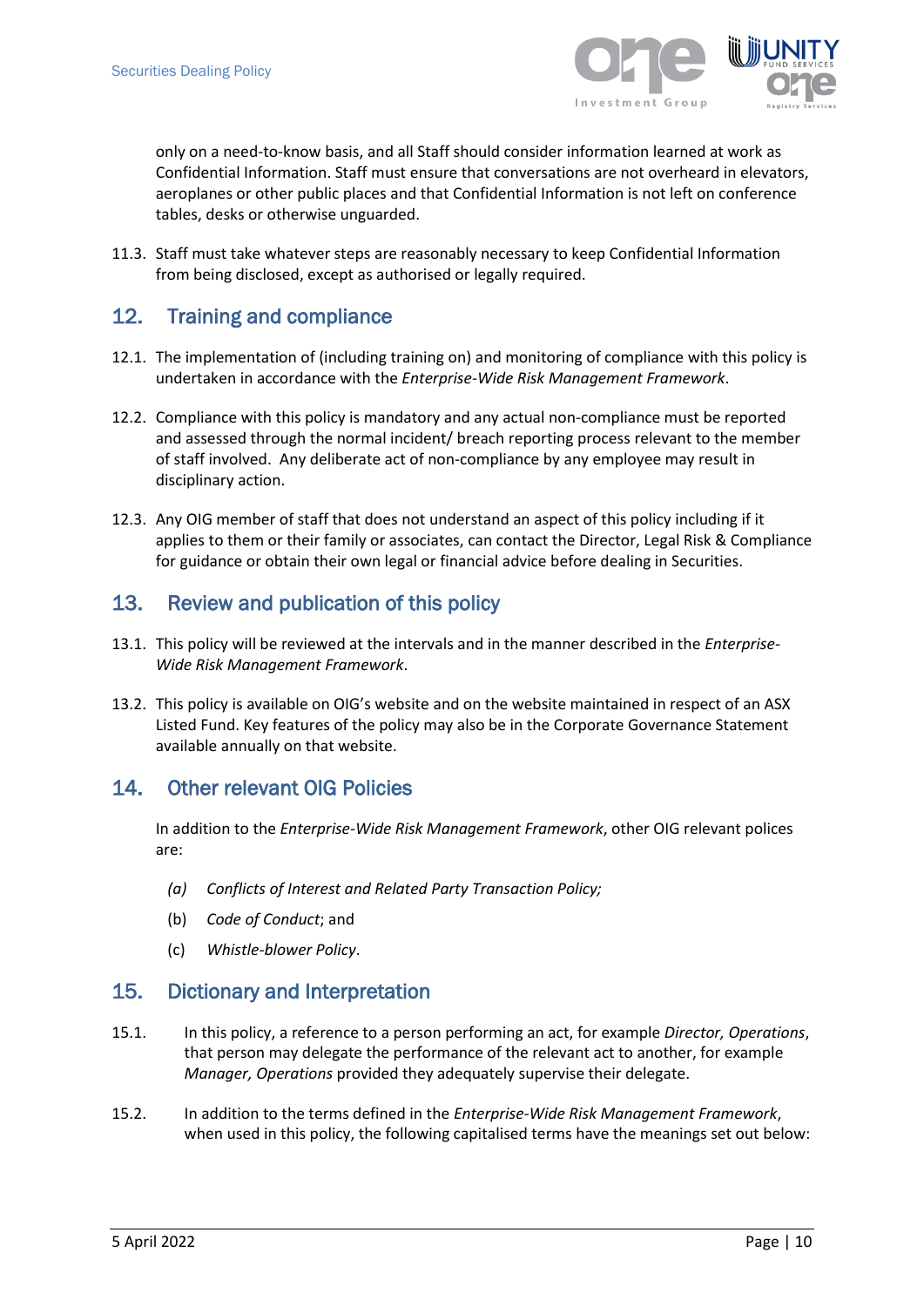only on a need-to-know basis, and all Staff should consider information learned at work as Confidential Information. Staff must ensure that conversations are not overheard in elevators, aeroplanes or other public places and that Confidential Information is not left on conference tables, desks or otherwise unguarded.

11.3. Staff must take whatever steps are reasonably necessary to keep Confidential Information from being disclosed, except as authorised or legally required.

## 12. Training and compliance

12.1. The implementation of (including training on) and monitoring of compliance with this policy is undertaken in accordance with the *Enterprise-Wide Risk Management Framework*.

12.2. Compliance with this policy is mandatory and any actual non-compliance must be reported and assessed through the normal incident/ breach reporting process relevant to the member of staff involved. Any deliberate act of non-compliance by any employee may result in disciplinary action.

12.3. Any OIG member of staff that does not understand an aspect of this policy including if it applies to them or their family or associates, can contact the Director, Legal Risk & Compliance for guidance or obtain their own legal or financial advice before dealing in Securities.

## 13. Review and publication of this policy

13.1. This policy will be reviewed at the intervals and in the manner described in the *Enterprise-Wide Risk Management Framework*.

13.2. This policy is available on OIG's website and on the website maintained in respect of an ASX Listed Fund. Key features of the policy may also be in the Corporate Governance Statement available annually on that website.

## 14. Other relevant OIG Policies

In addition to the *Enterprise-Wide Risk Management Framework*, other OIG relevant polices are:

*(a) Conflicts of Interest and Related Party Transaction Policy;*

(b) *Code of Conduct*; and

(c) *Whistle-blower Policy*.

## 15. Dictionary and Interpretation

15.1. In this policy, a reference to a person performing an act, for example *Director, Operations*, that person may delegate the performance of the relevant act to another, for example *Manager, Operations* provided they adequately supervise their delegate.

15.2. In addition to the terms defined in the *Enterprise-Wide Risk Management Framework*, when used in this policy, the following capitalised terms have the meanings set out below: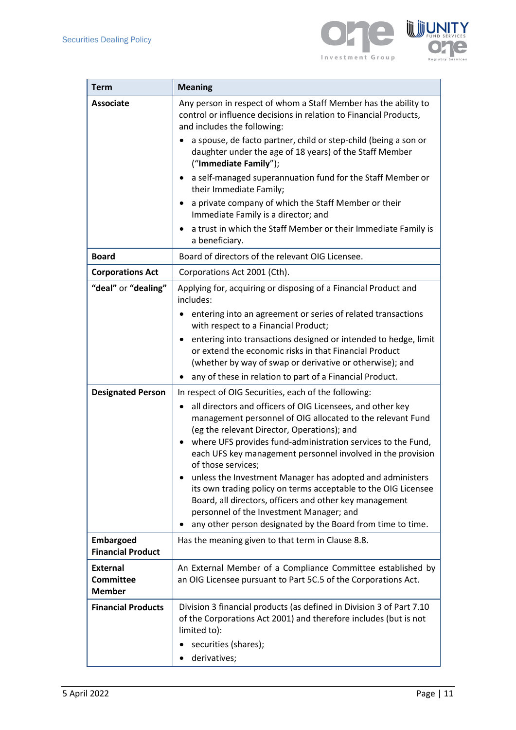| Term | Meaning |
|---|---|
| **Associate** | Any person in respect of whom a Staff Member has the ability to control or influence decisions in relation to Financial Products, and includes the following:<br>• a spouse, de facto partner, child or step-child (being a son or daughter under the age of 18 years) of the Staff Member ("**Immediate Family**");<br>• a self-managed superannuation fund for the Staff Member or their Immediate Family;<br>• a private company of which the Staff Member or their Immediate Family is a director; and<br>• a trust in which the Staff Member or their Immediate Family is a beneficiary. |
| **Board** | Board of directors of the relevant OIG Licensee. |
| **Corporations Act** | Corporations Act 2001 (Cth). |
| **"deal"** or **"dealing"** | Applying for, acquiring or disposing of a Financial Product and includes:<br>• entering into an agreement or series of related transactions with respect to a Financial Product;<br>• entering into transactions designed or intended to hedge, limit or extend the economic risks in that Financial Product (whether by way of swap or derivative or otherwise); and<br>• any of these in relation to part of a Financial Product. |
| **Designated Person** | In respect of OIG Securities, each of the following:<br>• all directors and officers of OIG Licensees, and other key management personnel of OIG allocated to the relevant Fund (eg the relevant Director, Operations); and<br>• where UFS provides fund-administration services to the Fund, each UFS key management personnel involved in the provision of those services;<br>• unless the Investment Manager has adopted and administers its own trading policy on terms acceptable to the OIG Licensee Board, all directors, officers and other key management personnel of the Investment Manager; and<br>• any other person designated by the Board from time to time. |
| **Embargoed Financial Product** | Has the meaning given to that term in Clause 8.8. |
| **External Committee Member** | An External Member of a Compliance Committee established by an OIG Licensee pursuant to Part 5C.5 of the Corporations Act. |
| **Financial Products** | Division 3 financial products (as defined in Division 3 of Part 7.10 of the Corporations Act 2001) and therefore includes (but is not limited to):<br>• securities (shares);<br>• derivatives; |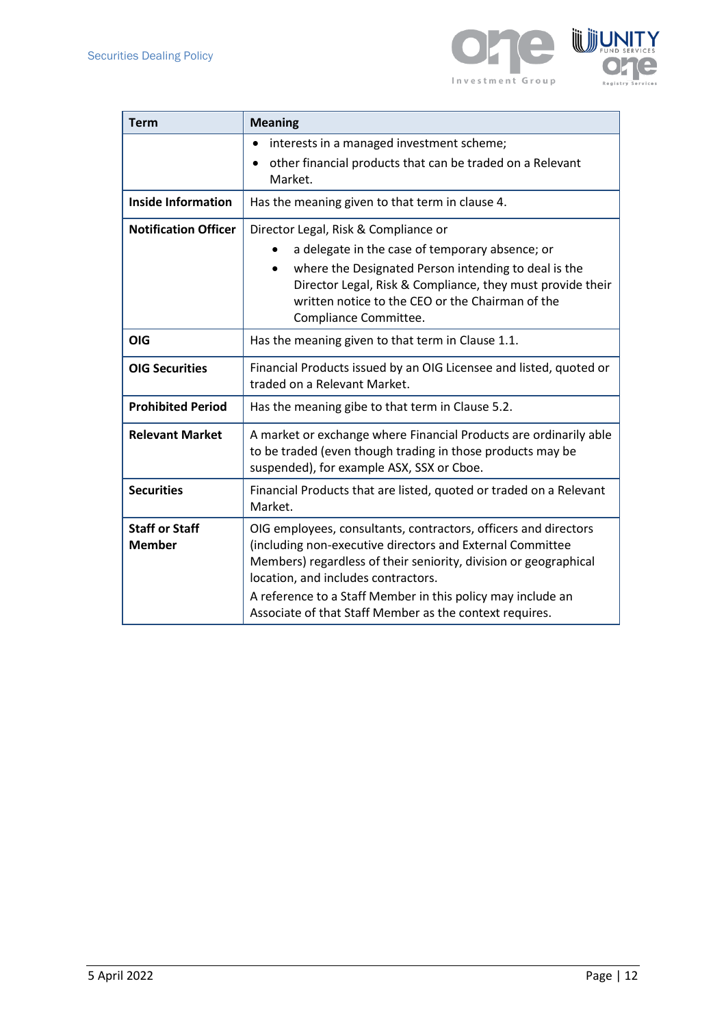| Term | Meaning |
| --- | --- |
| | • interests in a managed investment scheme;<br>• other financial products that can be traded on a Relevant Market. |
| **Inside Information** | Has the meaning given to that term in clause 4. |
| **Notification Officer** | Director Legal, Risk & Compliance or<br>• a delegate in the case of temporary absence; or<br>• where the Designated Person intending to deal is the Director Legal, Risk & Compliance, they must provide their written notice to the CEO or the Chairman of the Compliance Committee. |
| **OIG** | Has the meaning given to that term in Clause 1.1. |
| **OIG Securities** | Financial Products issued by an OIG Licensee and listed, quoted or traded on a Relevant Market. |
| **Prohibited Period** | Has the meaning gibe to that term in Clause 5.2. |
| **Relevant Market** | A market or exchange where Financial Products are ordinarily able to be traded (even though trading in those products may be suspended), for example ASX, SSX or Cboe. |
| **Securities** | Financial Products that are listed, quoted or traded on a Relevant Market. |
| **Staff or Staff Member** | OIG employees, consultants, contractors, officers and directors (including non-executive directors and External Committee Members) regardless of their seniority, division or geographical location, and includes contractors.<br>A reference to a Staff Member in this policy may include an Associate of that Staff Member as the context requires. |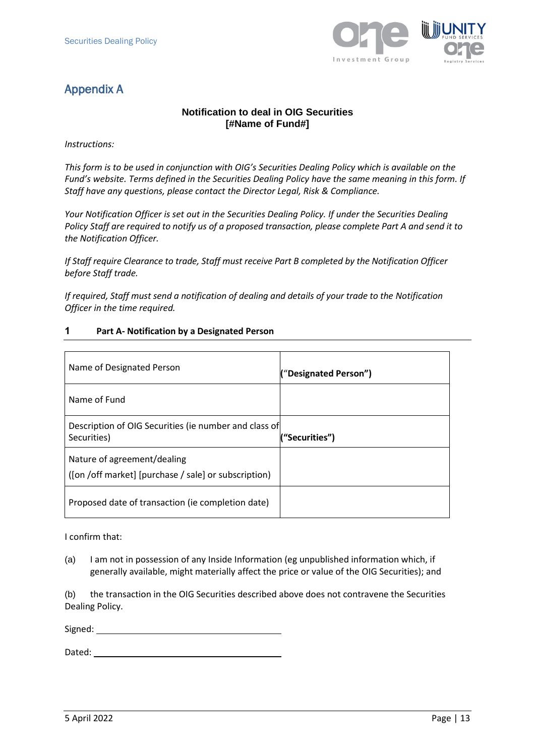# Appendix A

**Notification to deal in OIG Securities**
**[#Name of Fund#]**

*Instructions:*

*This form is to be used in conjunction with OIG's Securities Dealing Policy which is available on the Fund's website. Terms defined in the Securities Dealing Policy have the same meaning in this form. If Staff have any questions, please contact the Director Legal, Risk & Compliance.*

*Your Notification Officer is set out in the Securities Dealing Policy. If under the Securities Dealing Policy Staff are required to notify us of a proposed transaction, please complete Part A and send it to the Notification Officer.*

*If Staff require Clearance to trade, Staff must receive Part B completed by the Notification Officer before Staff trade.*

*If required, Staff must send a notification of dealing and details of your trade to the Notification Officer in the time required.*

## 1 Part A- Notification by a Designated Person

| | |
|---|---|
| Name of Designated Person | (“**Designated Person”)** |
| Name of Fund | |
| Description of OIG Securities (ie number and class of Securities) | **(“Securities”)** |
| Nature of agreement/dealing<br>([on /off market] [purchase / sale] or subscription) | |
| Proposed date of transaction (ie completion date) | |

I confirm that:

(a) I am not in possession of any Inside Information (eg unpublished information which, if generally available, might materially affect the price or value of the OIG Securities); and

(b) the transaction in the OIG Securities described above does not contravene the Securities Dealing Policy.

Signed: ______________________________

Dated: ______________________________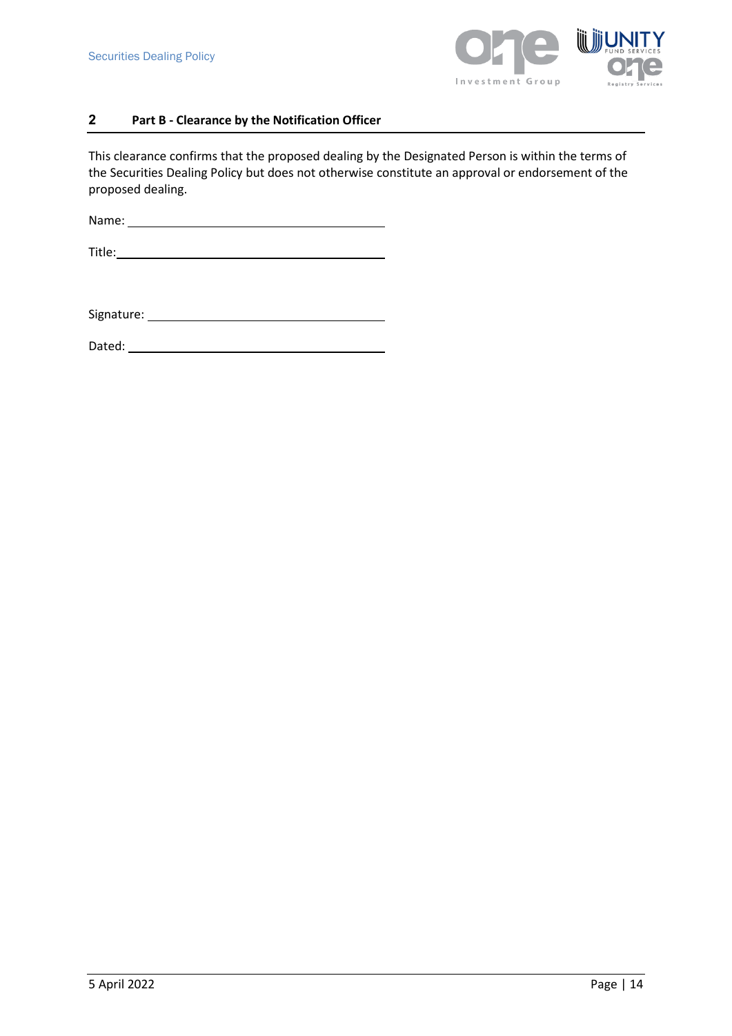## 2 Part B - Clearance by the Notification Officer

This clearance confirms that the proposed dealing by the Designated Person is within the terms of the Securities Dealing Policy but does not otherwise constitute an approval or endorsement of the proposed dealing.

Name: ______________________________

Title: ______________________________

Signature: ______________________________

Dated: ______________________________